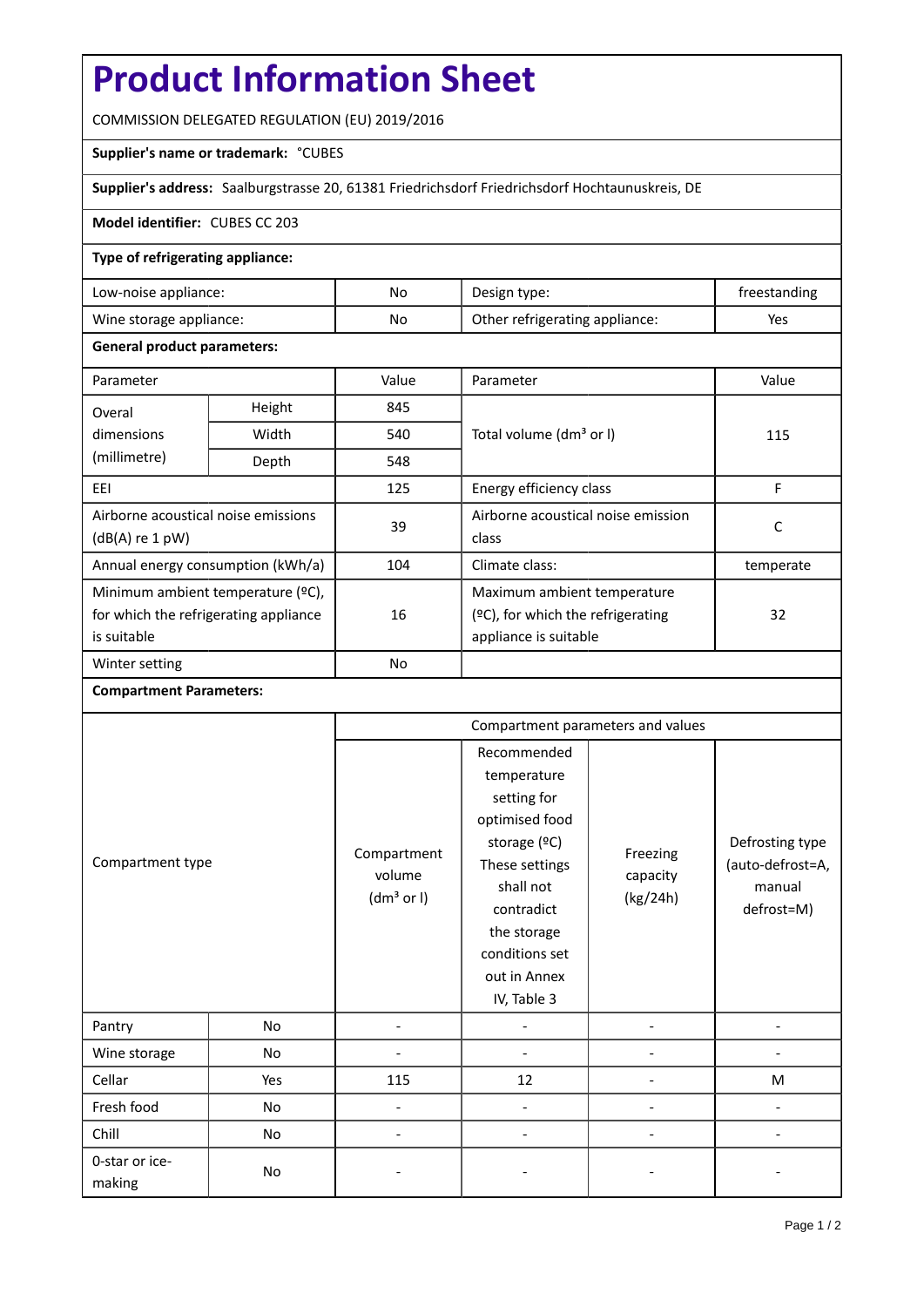# Product Information Sheet

COMMISSION DELEGATED REGULATION (EU) 2019/2016

**Supplier's name or trademark:** °CUBES

**Supplier's address:** Saalburgstrasse 20, 61381 Friedrichsdorf Friedrichsdorf Hochtaunuskreis, DE

**Model identifier:** CUBES CC 203

**Type of refrigerating appliance:**

| | | | |
|---|---|---|---|
| Low-noise appliance: | No | Design type: | freestanding |
| Wine storage appliance: | No | Other refrigerating appliance: | Yes |

**General product parameters:**

| Parameter | | Value | Parameter | Value |
|---|---|---|---|---|
| Overal dimensions (millimetre) | Height | 845 | Total volume ($dm^3$ or l) | 115 |
| | Width | 540 | | |
| | Depth | 548 | | |
| EEI | | 125 | Energy efficiency class | F |
| Airborne acoustical noise emissions (dB(A) re 1 pW) | | 39 | Airborne acoustical noise emission class | C |
| Annual energy consumption (kWh/a) | | 104 | Climate class: | temperate |
| Minimum ambient temperature (ºC), for which the refrigerating appliance is suitable | | 16 | Maximum ambient temperature (ºC), for which the refrigerating appliance is suitable | 32 |
| Winter setting | | No | | |

**Compartment Parameters:**

| Compartment type | | Compartment parameters and values | | | |
|---|---|---|---|---|---|
| | | Compartment volume ($dm^3$ or l) | Recommended temperature setting for optimised food storage (ºC) These settings shall not contradict the storage conditions set out in Annex IV, Table 3 | Freezing capacity (kg/24h) | Defrosting type (auto-defrost=A, manual defrost=M) |
| Pantry | No | - | - | - | - |
| Wine storage | No | - | - | - | - |
| Cellar | Yes | 115 | 12 | - | M |
| Fresh food | No | - | - | - | - |
| Chill | No | - | - | - | - |
| 0-star or ice-making | No | - | - | - | - |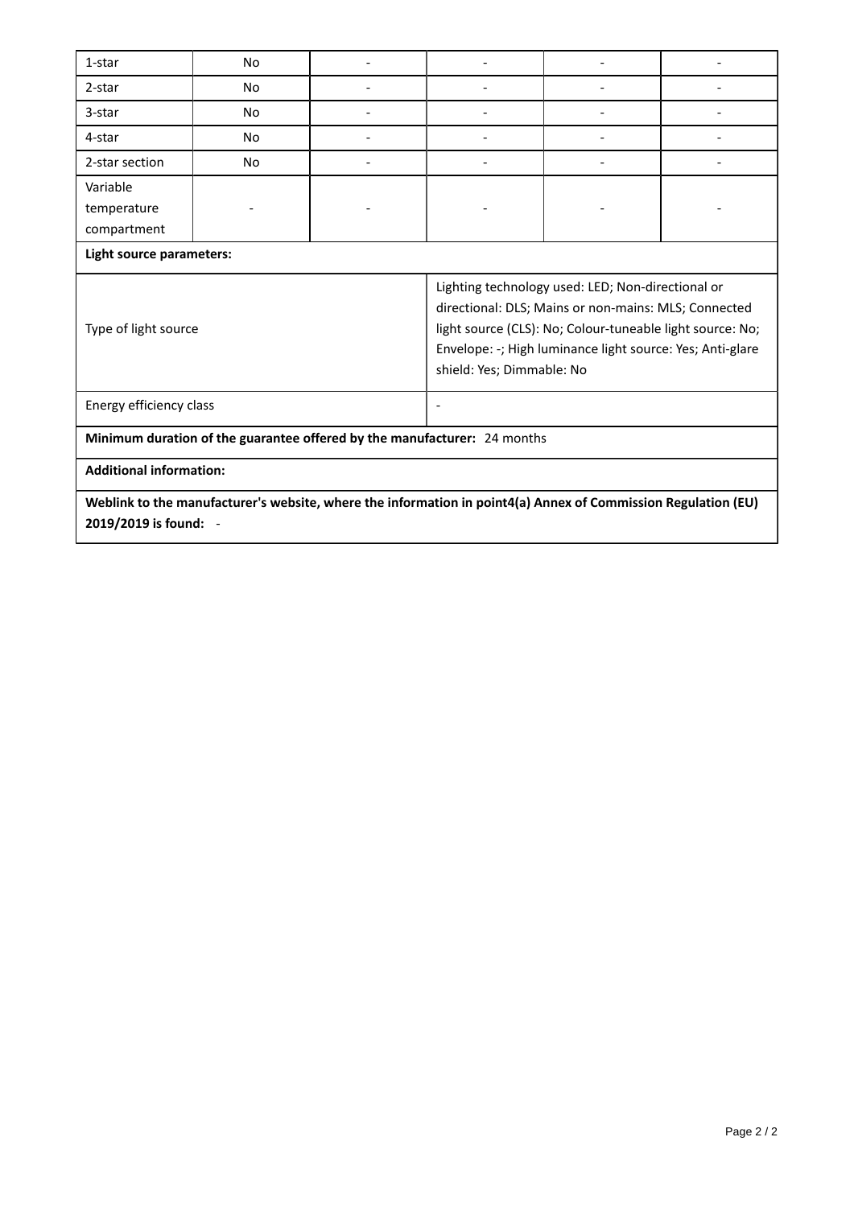| | | | | | |
|---|---|---|---|---|---|
| 1-star | No | - | - | - | - |
| 2-star | No | - | - | - | - |
| 3-star | No | - | - | - | - |
| 4-star | No | - | - | - | - |
| 2-star section | No | - | - | - | - |
| Variable temperature compartment | - | - | - | - | - |

| | |
|---|---|
| **Light source parameters:** | |
| Type of light source | Lighting technology used: LED; Non-directional or directional: DLS; Mains or non-mains: MLS; Connected light source (CLS): No; Colour-tuneable light source: No; Envelope: -; High luminance light source: Yes; Anti-glare shield: Yes; Dimmable: No |
| Energy efficiency class | - |
| **Minimum duration of the guarantee offered by the manufacturer:** 24 months | |
| **Additional information:** | |
| **Weblink to the manufacturer's website, where the information in point4(a) Annex of Commission Regulation (EU) 2019/2019 is found:** - | |